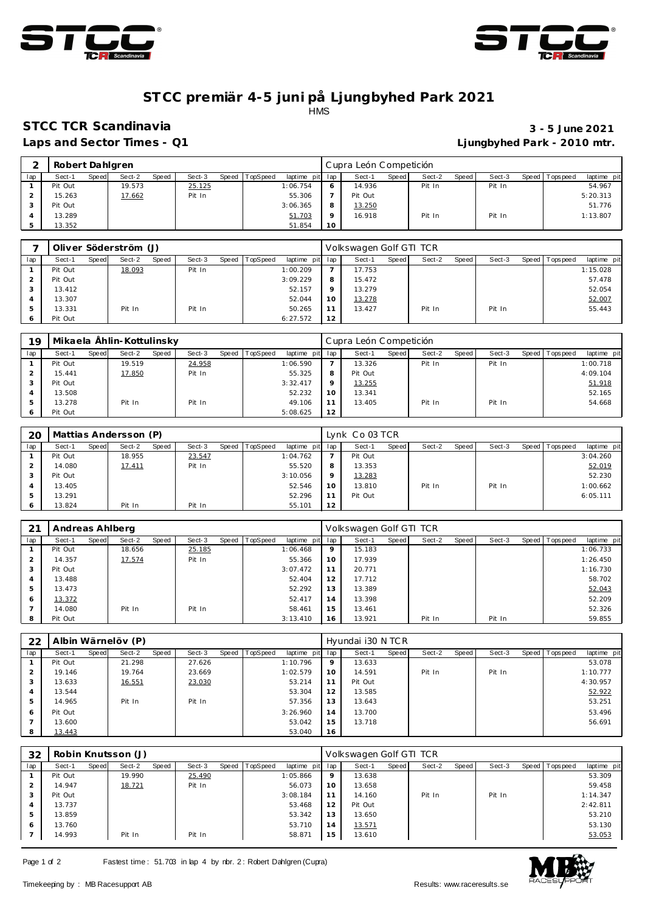# STCC premiär 4-5 juni på Ljungbyhed Park 2021

HMS

## STCC TCR Scandinavia

**3 - 5 June 2021**

**Laps and Sector Times - Q1**

**Ljungbyhed Park - 2010 mtr.**

| 2 | Robert Dahlgren | | | | | | | | Cupra León Competición | | | | | | | | |
|---|---|---|---|---|---|---|---|---|---|---|---|---|---|---|---|---|---|
| lap | Sect-1 | Speed | Sect-2 | Speed | Sect-3 | Speed | TopSpeed | laptime pit | lap | Sect-1 | Speed | Sect-2 | Speed | Sect-3 | Speed | Topspeed | laptime pit |
| 1 | Pit Out | | 19.573 | | 25.125 | | | 1:06.754 | 6 | 14.936 | | Pit In | | Pit In | | | 54.967 |
| 2 | 15.263 | | 17.662 | | Pit In | | | 55.306 | 7 | Pit Out | | | | | | | 5:20.313 |
| 3 | Pit Out | | | | | | | 3:06.365 | 8 | 13.250 | | | | | | | 51.776 |
| 4 | 13.289 | | | | | | | 51.703 | 9 | 16.918 | | Pit In | | Pit In | | | 1:13.807 |
| 5 | 13.352 | | | | | | | 51.854 | 10 | | | | | | | | |

| 7 | Oliver Söderström (J) | | | | | | | | Volkswagen Golf GTI TCR | | | | | | | | |
|---|---|---|---|---|---|---|---|---|---|---|---|---|---|---|---|---|---|
| lap | Sect-1 | Speed | Sect-2 | Speed | Sect-3 | Speed | TopSpeed | laptime pit | lap | Sect-1 | Speed | Sect-2 | Speed | Sect-3 | Speed | Topspeed | laptime pit |
| 1 | Pit Out | | 18.093 | | Pit In | | | 1:00.209 | 7 | 17.753 | | | | | | | 1:15.028 |
| 2 | Pit Out | | | | | | | 3:09.229 | 8 | 15.472 | | | | | | | 57.478 |
| 3 | 13.412 | | | | | | | 52.157 | 9 | 13.279 | | | | | | | 52.054 |
| 4 | 13.307 | | | | | | | 52.044 | 10 | 13.278 | | | | | | | 52.007 |
| 5 | 13.331 | | Pit In | | Pit In | | | 50.265 | 11 | 13.427 | | Pit In | | Pit In | | | 55.443 |
| 6 | Pit Out | | | | | | | 6:27.572 | 12 | | | | | | | | |

| 19 | Mikaela Åhlin-Kottulinsky | | | | | | | | Cupra León Competición | | | | | | | | |
|---|---|---|---|---|---|---|---|---|---|---|---|---|---|---|---|---|---|
| lap | Sect-1 | Speed | Sect-2 | Speed | Sect-3 | Speed | TopSpeed | laptime pit | lap | Sect-1 | Speed | Sect-2 | Speed | Sect-3 | Speed | Topspeed | laptime pit |
| 1 | Pit Out | | 19.519 | | 24.958 | | | 1:06.590 | 7 | 13.326 | | Pit In | | Pit In | | | 1:00.718 |
| 2 | 15.441 | | 17.850 | | Pit In | | | 55.325 | 8 | Pit Out | | | | | | | 4:09.104 |
| 3 | Pit Out | | | | | | | 3:32.417 | 9 | 13.255 | | | | | | | 51.918 |
| 4 | 13.508 | | | | | | | 52.232 | 10 | 13.341 | | | | | | | 52.165 |
| 5 | 13.278 | | Pit In | | Pit In | | | 49.106 | 11 | 13.405 | | Pit In | | Pit In | | | 54.668 |
| 6 | Pit Out | | | | | | | 5:08.625 | 12 | | | | | | | | |

| 20 | Mattias Andersson (P) | | | | | | | | Lynk Co 03 TCR | | | | | | | | |
|---|---|---|---|---|---|---|---|---|---|---|---|---|---|---|---|---|---|
| lap | Sect-1 | Speed | Sect-2 | Speed | Sect-3 | Speed | TopSpeed | laptime pit | lap | Sect-1 | Speed | Sect-2 | Speed | Sect-3 | Speed | Topspeed | laptime pit |
| 1 | Pit Out | | 18.955 | | 23.547 | | | 1:04.762 | 7 | Pit Out | | | | | | | 3:04.260 |
| 2 | 14.080 | | 17.411 | | Pit In | | | 55.520 | 8 | 13.353 | | | | | | | 52.019 |
| 3 | Pit Out | | | | | | | 3:10.056 | 9 | 13.283 | | | | | | | 52.230 |
| 4 | 13.405 | | | | | | | 52.546 | 10 | 13.810 | | Pit In | | Pit In | | | 1:00.662 |
| 5 | 13.291 | | | | | | | 52.296 | 11 | Pit Out | | | | | | | 6:05.111 |
| 6 | 13.824 | | Pit In | | Pit In | | | 55.101 | 12 | | | | | | | | |

| 21 | Andreas Ahlberg | | | | | | | | Volkswagen Golf GTI TCR | | | | | | | | |
|---|---|---|---|---|---|---|---|---|---|---|---|---|---|---|---|---|---|
| lap | Sect-1 | Speed | Sect-2 | Speed | Sect-3 | Speed | TopSpeed | laptime pit | lap | Sect-1 | Speed | Sect-2 | Speed | Sect-3 | Speed | Topspeed | laptime pit |
| 1 | Pit Out | | 18.656 | | 25.185 | | | 1:06.468 | 9 | 15.183 | | | | | | | 1:06.733 |
| 2 | 14.357 | | 17.574 | | Pit In | | | 55.366 | 10 | 17.939 | | | | | | | 1:26.450 |
| 3 | Pit Out | | | | | | | 3:07.472 | 11 | 20.771 | | | | | | | 1:16.730 |
| 4 | 13.488 | | | | | | | 52.404 | 12 | 17.712 | | | | | | | 58.702 |
| 5 | 13.473 | | | | | | | 52.292 | 13 | 13.389 | | | | | | | 52.043 |
| 6 | 13.372 | | | | | | | 52.417 | 14 | 13.398 | | | | | | | 52.209 |
| 7 | 14.080 | | Pit In | | Pit In | | | 58.461 | 15 | 13.461 | | | | | | | 52.326 |
| 8 | Pit Out | | | | | | | 3:13.410 | 16 | 13.921 | | Pit In | | Pit In | | | 59.855 |

| 22 | Albin Wärnelöv (P) | | | | | | | | Hyundai i30 N TCR | | | | | | | | |
|---|---|---|---|---|---|---|---|---|---|---|---|---|---|---|---|---|---|
| lap | Sect-1 | Speed | Sect-2 | Speed | Sect-3 | Speed | TopSpeed | laptime pit | lap | Sect-1 | Speed | Sect-2 | Speed | Sect-3 | Speed | Topspeed | laptime pit |
| 1 | Pit Out | | 21.298 | | 27.626 | | | 1:10.796 | 9 | 13.633 | | | | | | | 53.078 |
| 2 | 19.146 | | 19.764 | | 23.669 | | | 1:02.579 | 10 | 14.591 | | Pit In | | Pit In | | | 1:10.777 |
| 3 | 13.633 | | 16.551 | | 23.030 | | | 53.214 | 11 | Pit Out | | | | | | | 4:30.957 |
| 4 | 13.544 | | | | | | | 53.304 | 12 | 13.585 | | | | | | | 52.922 |
| 5 | 14.965 | | Pit In | | Pit In | | | 57.356 | 13 | 13.643 | | | | | | | 53.251 |
| 6 | Pit Out | | | | | | | 3:26.960 | 14 | 13.700 | | | | | | | 53.496 |
| 7 | 13.600 | | | | | | | 53.042 | 15 | 13.718 | | | | | | | 56.691 |
| 8 | 13.443 | | | | | | | 53.040 | 16 | | | | | | | | |

| 32 | Robin Knutsson (J) | | | | | | | | Volkswagen Golf GTI TCR | | | | | | | | |
|---|---|---|---|---|---|---|---|---|---|---|---|---|---|---|---|---|---|
| lap | Sect-1 | Speed | Sect-2 | Speed | Sect-3 | Speed | TopSpeed | laptime pit | lap | Sect-1 | Speed | Sect-2 | Speed | Sect-3 | Speed | Topspeed | laptime pit |
| 1 | Pit Out | | 19.990 | | 25.490 | | | 1:05.866 | 9 | 13.638 | | | | | | | 53.309 |
| 2 | 14.947 | | 18.721 | | Pit In | | | 56.073 | 10 | 13.658 | | | | | | | 59.458 |
| 3 | Pit Out | | | | | | | 3:08.184 | 11 | 14.160 | | Pit In | | Pit In | | | 1:14.347 |
| 4 | 13.737 | | | | | | | 53.468 | 12 | Pit Out | | | | | | | 2:42.811 |
| 5 | 13.859 | | | | | | | 53.342 | 13 | 13.650 | | | | | | | 53.210 |
| 6 | 13.760 | | | | | | | 53.710 | 14 | 13.571 | | | | | | | 53.130 |
| 7 | 14.993 | | Pit In | | Pit In | | | 58.871 | 15 | 13.610 | | | | | | | 53.053 |

Fastest time : 51.703 in lap 4 by nbr. 2 : Robert Dahlgren (Cupra)

Timekeeping by : MB Racesupport AB

Results: www.raceresults.se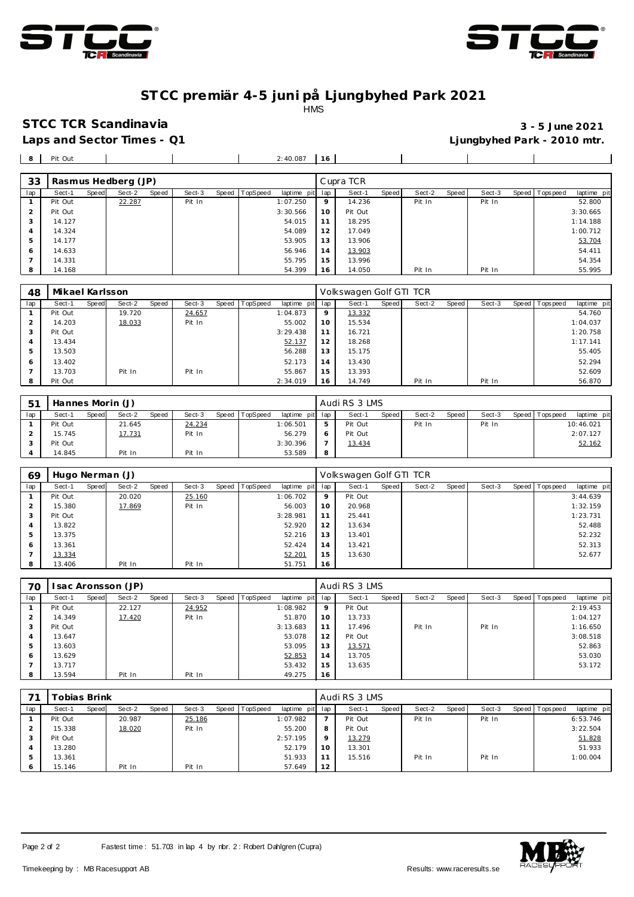# STCC premiär 4-5 juni på Ljungbyhed Park 2021

HMS

## STCC TCR Scandinavia

**3 - 5 June 2021**

**Laps and Sector Times - Q1**

**Ljungbyhed Park - 2010 mtr.**

| 8 | Pit Out | | | 2:40.087 | 16 | | | | |
|---|---|---|---|---|---|---|---|---|---|

| 33 | Rasmus Hedberg (JP) | | | | | | | | | Cupra TCR | | | | | | | | |
|---|---|---|---|---|---|---|---|---|---|---|---|---|---|---|---|---|---|---|
| lap | Sect-1 | Speed | Sect-2 | Speed | Sect-3 | Speed | TopSpeed | laptime pit | lap | Sect-1 | Speed | Sect-2 | Speed | Sect-3 | Speed | Topspeed | laptime pit |
| 1 | Pit Out | | 22.287 | | Pit In | | | 1:07.250 | 9 | 14.236 | | Pit In | | Pit In | | | 52.800 |
| 2 | Pit Out | | | | | | | 3:30.566 | 10 | Pit Out | | | | | | | 3:30.665 |
| 3 | 14.127 | | | | | | | 54.015 | 11 | 18.295 | | | | | | | 1:14.188 |
| 4 | 14.324 | | | | | | | 54.089 | 12 | 17.049 | | | | | | | 1:00.712 |
| 5 | 14.177 | | | | | | | 53.905 | 13 | 13.906 | | | | | | | 53.704 |
| 6 | 14.633 | | | | | | | 56.946 | 14 | 13.903 | | | | | | | 54.411 |
| 7 | 14.331 | | | | | | | 55.795 | 15 | 13.996 | | | | | | | 54.354 |
| 8 | 14.168 | | | | | | | 54.399 | 16 | 14.050 | | Pit In | | Pit In | | | 55.995 |

| 48 | Mikael Karlsson | | | | | | | | | Volkswagen Golf GTI TCR | | | | | | | | |
|---|---|---|---|---|---|---|---|---|---|---|---|---|---|---|---|---|---|---|
| lap | Sect-1 | Speed | Sect-2 | Speed | Sect-3 | Speed | TopSpeed | laptime pit | lap | Sect-1 | Speed | Sect-2 | Speed | Sect-3 | Speed | Topspeed | laptime pit |
| 1 | Pit Out | | 19.720 | | 24.657 | | | 1:04.873 | 9 | 13.332 | | | | | | | 54.760 |
| 2 | 14.203 | | 18.033 | | Pit In | | | 55.002 | 10 | 15.534 | | | | | | | 1:04.037 |
| 3 | Pit Out | | | | | | | 3:29.438 | 11 | 16.721 | | | | | | | 1:20.758 |
| 4 | 13.434 | | | | | | | 52.137 | 12 | 18.268 | | | | | | | 1:17.141 |
| 5 | 13.503 | | | | | | | 56.288 | 13 | 15.175 | | | | | | | 55.405 |
| 6 | 13.402 | | | | | | | 52.173 | 14 | 13.430 | | | | | | | 52.294 |
| 7 | 13.703 | | Pit In | | Pit In | | | 55.867 | 15 | 13.393 | | | | | | | 52.609 |
| 8 | Pit Out | | | | | | | 2:34.019 | 16 | 14.749 | | Pit In | | Pit In | | | 56.870 |

| 51 | Hannes Morin (J) | | | | | | | | | Audi RS 3 LMS | | | | | | | | |
|---|---|---|---|---|---|---|---|---|---|---|---|---|---|---|---|---|---|---|
| lap | Sect-1 | Speed | Sect-2 | Speed | Sect-3 | Speed | TopSpeed | laptime pit | lap | Sect-1 | Speed | Sect-2 | Speed | Sect-3 | Speed | Topspeed | laptime pit |
| 1 | Pit Out | | 21.645 | | 24.234 | | | 1:06.501 | 5 | Pit Out | | Pit In | | Pit In | | | 10:46.021 |
| 2 | 15.745 | | 17.731 | | Pit In | | | 56.279 | 6 | Pit Out | | | | | | | 2:07.127 |
| 3 | Pit Out | | | | | | | 3:30.396 | 7 | 13.434 | | | | | | | 52.162 |
| 4 | 14.845 | | Pit In | | Pit In | | | 53.589 | 8 | | | | | | | | |

| 69 | Hugo Nerman (J) | | | | | | | | | Volkswagen Golf GTI TCR | | | | | | | | |
|---|---|---|---|---|---|---|---|---|---|---|---|---|---|---|---|---|---|---|
| lap | Sect-1 | Speed | Sect-2 | Speed | Sect-3 | Speed | TopSpeed | laptime pit | lap | Sect-1 | Speed | Sect-2 | Speed | Sect-3 | Speed | Topspeed | laptime pit |
| 1 | Pit Out | | 20.020 | | 25.160 | | | 1:06.702 | 9 | Pit Out | | | | | | | 3:44.639 |
| 2 | 15.380 | | 17.869 | | Pit In | | | 56.003 | 10 | 20.968 | | | | | | | 1:32.159 |
| 3 | Pit Out | | | | | | | 3:28.981 | 11 | 25.441 | | | | | | | 1:23.731 |
| 4 | 13.822 | | | | | | | 52.920 | 12 | 13.634 | | | | | | | 52.488 |
| 5 | 13.375 | | | | | | | 52.216 | 13 | 13.401 | | | | | | | 52.232 |
| 6 | 13.361 | | | | | | | 52.424 | 14 | 13.421 | | | | | | | 52.313 |
| 7 | 13.334 | | | | | | | 52.201 | 15 | 13.630 | | | | | | | 52.677 |
| 8 | 13.406 | | Pit In | | Pit In | | | 51.751 | 16 | | | | | | | | |

| 70 | Isac Aronsson (JP) | | | | | | | | | Audi RS 3 LMS | | | | | | | | |
|---|---|---|---|---|---|---|---|---|---|---|---|---|---|---|---|---|---|---|
| lap | Sect-1 | Speed | Sect-2 | Speed | Sect-3 | Speed | TopSpeed | laptime pit | lap | Sect-1 | Speed | Sect-2 | Speed | Sect-3 | Speed | Topspeed | laptime pit |
| 1 | Pit Out | | 22.127 | | 24.952 | | | 1:08.982 | 9 | Pit Out | | | | | | | 2:19.453 |
| 2 | 14.349 | | 17.420 | | Pit In | | | 51.870 | 10 | 13.733 | | | | | | | 1:04.127 |
| 3 | Pit Out | | | | | | | 3:13.683 | 11 | 17.496 | | Pit In | | Pit In | | | 1:16.650 |
| 4 | 13.647 | | | | | | | 53.078 | 12 | Pit Out | | | | | | | 3:08.518 |
| 5 | 13.603 | | | | | | | 53.095 | 13 | 13.571 | | | | | | | 52.863 |
| 6 | 13.629 | | | | | | | 52.853 | 14 | 13.705 | | | | | | | 53.030 |
| 7 | 13.717 | | | | | | | 53.432 | 15 | 13.635 | | | | | | | 53.172 |
| 8 | 13.594 | | Pit In | | Pit In | | | 49.275 | 16 | | | | | | | | |

| 71 | Tobias Brink | | | | | | | | | Audi RS 3 LMS | | | | | | | | |
|---|---|---|---|---|---|---|---|---|---|---|---|---|---|---|---|---|---|---|
| lap | Sect-1 | Speed | Sect-2 | Speed | Sect-3 | Speed | TopSpeed | laptime pit | lap | Sect-1 | Speed | Sect-2 | Speed | Sect-3 | Speed | Topspeed | laptime pit |
| 1 | Pit Out | | 20.987 | | 25.186 | | | 1:07.982 | 7 | Pit Out | | Pit In | | Pit In | | | 6:53.746 |
| 2 | 15.338 | | 18.020 | | Pit In | | | 55.200 | 8 | Pit Out | | | | | | | 3:22.504 |
| 3 | Pit Out | | | | | | | 2:57.195 | 9 | 13.279 | | | | | | | 51.828 |
| 4 | 13.280 | | | | | | | 52.179 | 10 | 13.301 | | | | | | | 51.933 |
| 5 | 13.361 | | | | | | | 51.933 | 11 | 15.516 | | Pit In | | Pit In | | | 1:00.004 |
| 6 | 15.146 | | Pit In | | Pit In | | | 57.649 | 12 | | | | | | | | |

Fastest time : 51.703 in lap 4 by nbr. 2 : Robert Dahlgren (Cupra)

Timekeeping by : MB Racesupport AB

Results: www.raceresults.se